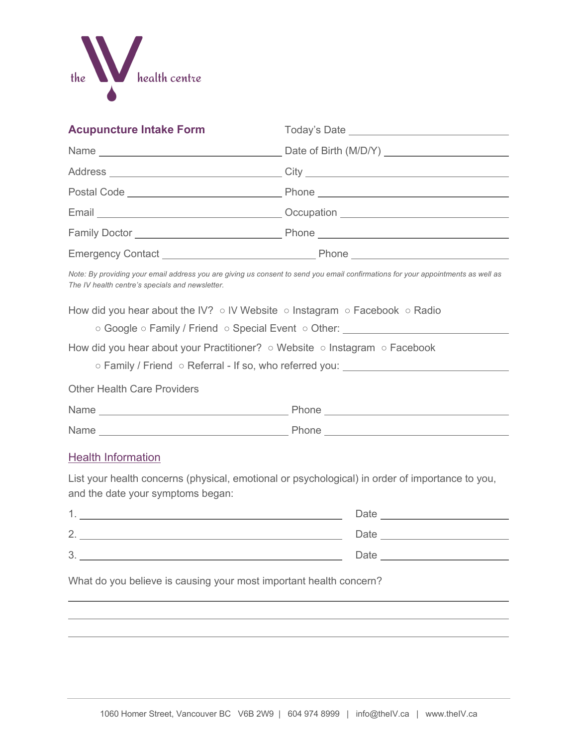the health centre

## Acupuncture Intake Form

Today's Date ______________________

Name ______________________ Date of Birth (M/D/Y) ______________________

Address ______________________ City ______________________

Postal Code ______________________ Phone ______________________

Email ______________________ Occupation ______________________

Family Doctor ______________________ Phone ______________________

Emergency Contact ______________________ Phone ______________________

*Note: By providing your email address you are giving us consent to send you email confirmations for your appointments as well as The IV health centre's specials and newsletter.*

How did you hear about the IV? ○ IV Website ○ Instagram ○ Facebook ○ Radio
○ Google ○ Family / Friend ○ Special Event ○ Other: ______________________

How did you hear about your Practitioner? ○ Website ○ Instagram ○ Facebook
○ Family / Friend ○ Referral - If so, who referred you: ______________________

Other Health Care Providers

Name ______________________ Phone ______________________

Name ______________________ Phone ______________________

## Health Information

List your health concerns (physical, emotional or psychological) in order of importance to you, and the date your symptoms began:

1. ______________________ Date ______________________
2. ______________________ Date ______________________
3. ______________________ Date ______________________

What do you believe is causing your most important health concern?

______________________

______________________

______________________

1060 Homer Street, Vancouver BC V6B 2W9 | 604 974 8999 | info@theIV.ca | www.theIV.ca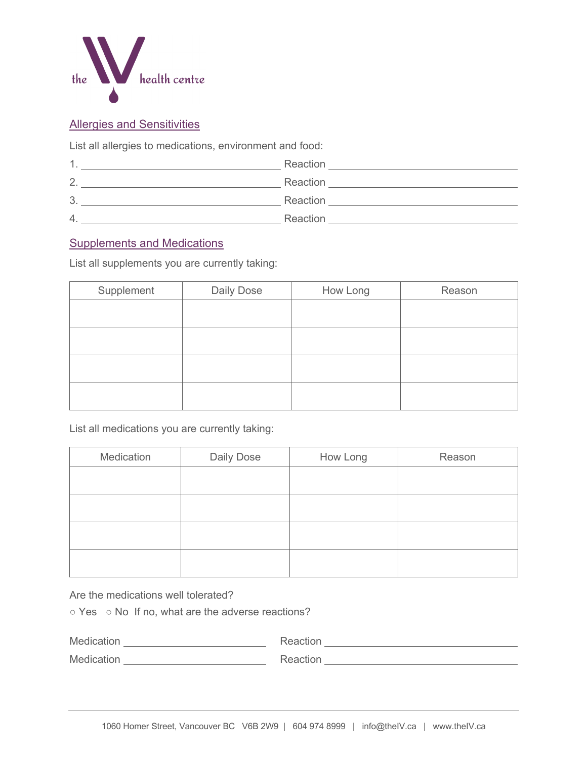the health centre

## Allergies and Sensitivities

List all allergies to medications, environment and food:

1. ______________________________ Reaction ______________________________
2. ______________________________ Reaction ______________________________
3. ______________________________ Reaction ______________________________
4. ______________________________ Reaction ______________________________

## Supplements and Medications

List all supplements you are currently taking:

| Supplement | Daily Dose | How Long | Reason |
|---|---|---|---|
| | | | |
| | | | |
| | | | |
| | | | |

List all medications you are currently taking:

| Medication | Daily Dose | How Long | Reason |
|---|---|---|---|
| | | | |
| | | | |
| | | | |
| | | | |

Are the medications well tolerated?

○ Yes ○ No If no, what are the adverse reactions?

Medication ______________________ Reaction ______________________________

Medication ______________________ Reaction ______________________________

1060 Homer Street, Vancouver BC V6B 2W9 | 604 974 8999 | info@theIV.ca | www.theIV.ca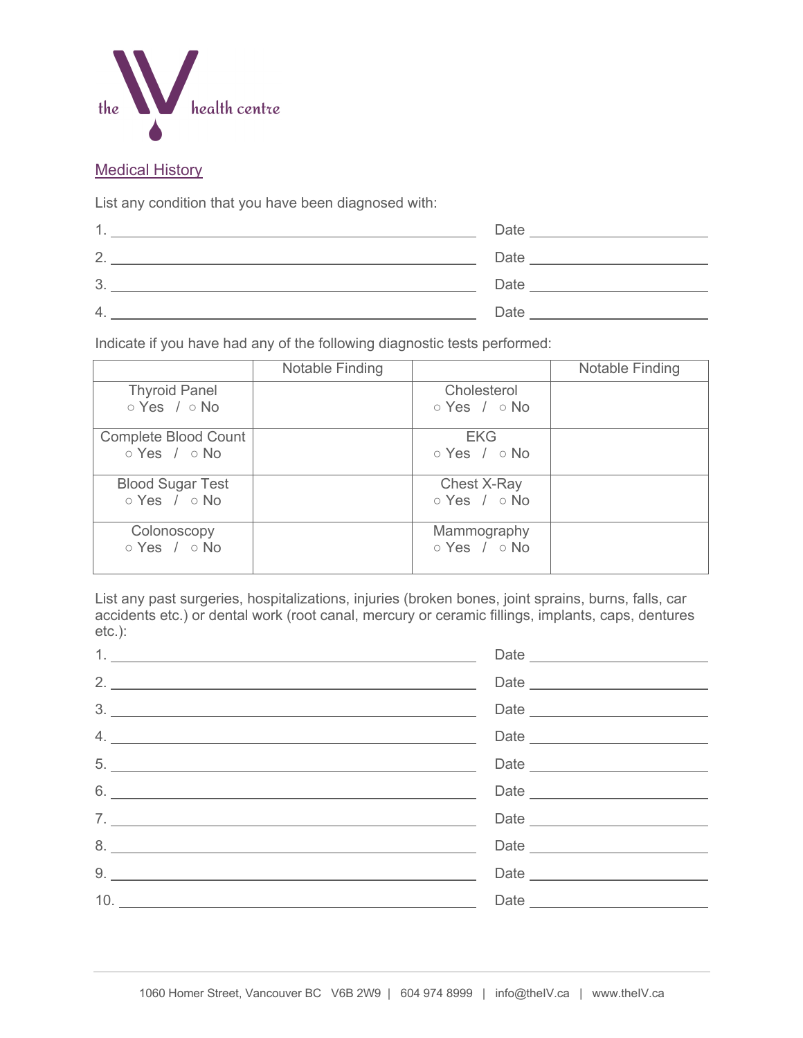the health centre

## Medical History

List any condition that you have been diagnosed with:

1. ______________________________ Date ______________
2. ______________________________ Date ______________
3. ______________________________ Date ______________
4. ______________________________ Date ______________

Indicate if you have had any of the following diagnostic tests performed:

| | Notable Finding | | Notable Finding |
|---|---|---|---|
| Thyroid Panel ○ Yes / ○ No | | Cholesterol ○ Yes / ○ No | |
| Complete Blood Count ○ Yes / ○ No | | EKG ○ Yes / ○ No | |
| Blood Sugar Test ○ Yes / ○ No | | Chest X-Ray ○ Yes / ○ No | |
| Colonoscopy ○ Yes / ○ No | | Mammography ○ Yes / ○ No | |

List any past surgeries, hospitalizations, injuries (broken bones, joint sprains, burns, falls, car accidents etc.) or dental work (root canal, mercury or ceramic fillings, implants, caps, dentures etc.):

1. ______________________________ Date ______________
2. ______________________________ Date ______________
3. ______________________________ Date ______________
4. ______________________________ Date ______________
5. ______________________________ Date ______________
6. ______________________________ Date ______________
7. ______________________________ Date ______________
8. ______________________________ Date ______________
9. ______________________________ Date ______________
10. ______________________________ Date ______________

1060 Homer Street, Vancouver BC V6B 2W9 | 604 974 8999 | info@theIV.ca | www.theIV.ca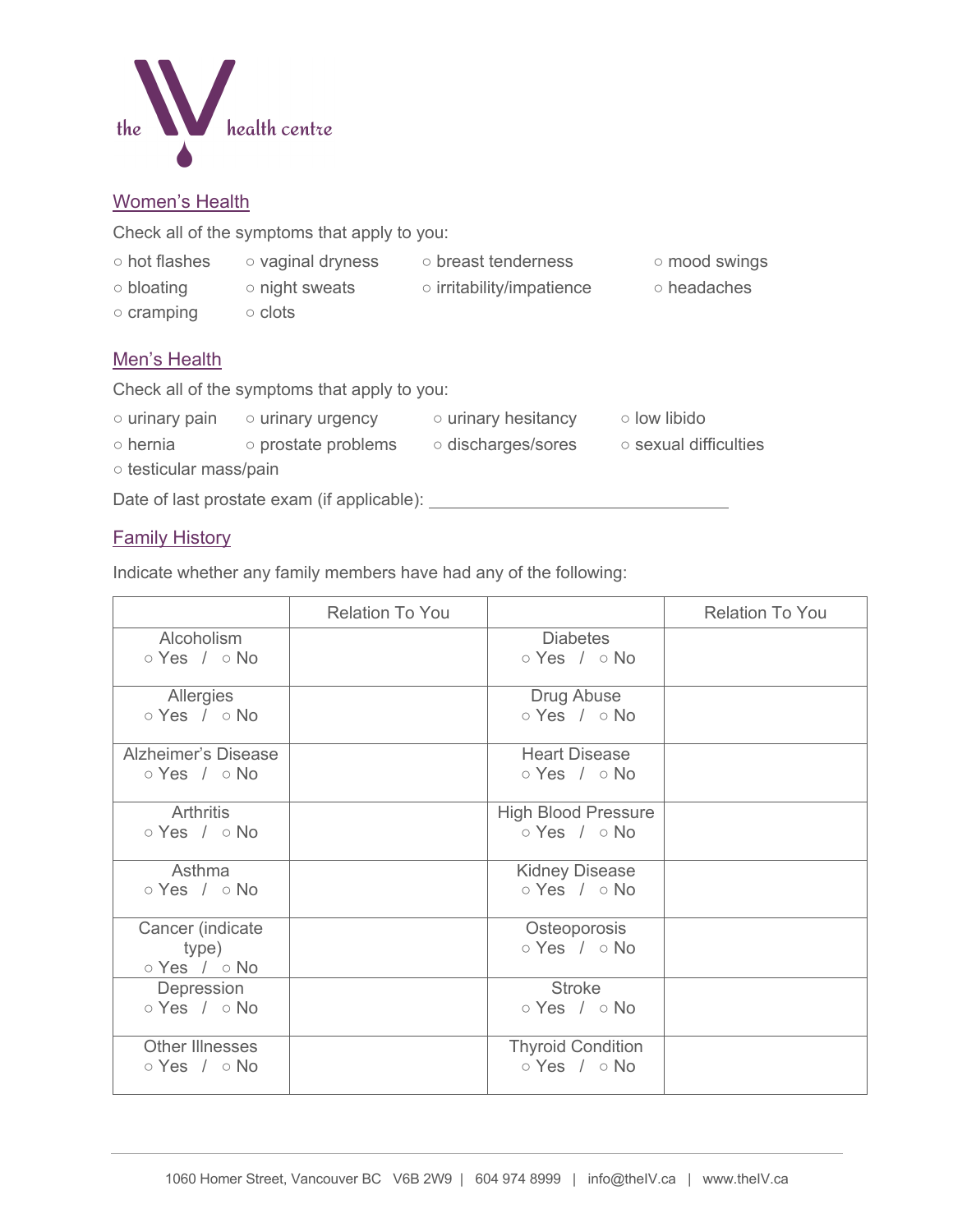## Women's Health

Check all of the symptoms that apply to you:

- ○ hot flashes
- ○ vaginal dryness
- ○ breast tenderness
- ○ mood swings
- ○ bloating
- ○ night sweats
- ○ irritability/impatience
- ○ headaches
- ○ cramping
- ○ clots

## Men's Health

Check all of the symptoms that apply to you:

- ○ urinary pain
- ○ urinary urgency
- ○ urinary hesitancy
- ○ low libido
- ○ hernia
- ○ prostate problems
- ○ discharges/sores
- ○ sexual difficulties
- ○ testicular mass/pain

Date of last prostate exam (if applicable): ______________________________

## Family History

Indicate whether any family members have had any of the following:

| | Relation To You | | Relation To You |
|---|---|---|---|
| Alcoholism ○ Yes / ○ No | | Diabetes ○ Yes / ○ No | |
| Allergies ○ Yes / ○ No | | Drug Abuse ○ Yes / ○ No | |
| Alzheimer's Disease ○ Yes / ○ No | | Heart Disease ○ Yes / ○ No | |
| Arthritis ○ Yes / ○ No | | High Blood Pressure ○ Yes / ○ No | |
| Asthma ○ Yes / ○ No | | Kidney Disease ○ Yes / ○ No | |
| Cancer (indicate type) ○ Yes / ○ No | | Osteoporosis ○ Yes / ○ No | |
| Depression ○ Yes / ○ No | | Stroke ○ Yes / ○ No | |
| Other Illnesses ○ Yes / ○ No | | Thyroid Condition ○ Yes / ○ No | |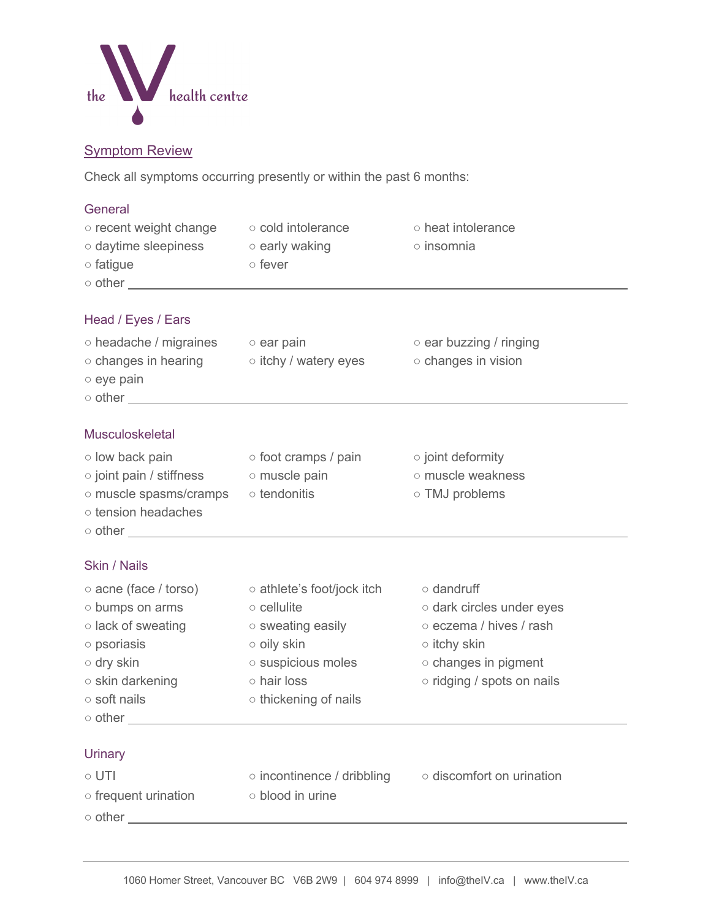the health centre

## Symptom Review

Check all symptoms occurring presently or within the past 6 months:

### General

- ○ recent weight change
- ○ cold intolerance
- ○ heat intolerance
- ○ daytime sleepiness
- ○ early waking
- ○ insomnia
- ○ fatigue
- ○ fever
- ○ other ____________________

### Head / Eyes / Ears

- ○ headache / migraines
- ○ ear pain
- ○ ear buzzing / ringing
- ○ changes in hearing
- ○ itchy / watery eyes
- ○ changes in vision
- ○ eye pain
- ○ other ____________________

### Musculoskeletal

- ○ low back pain
- ○ foot cramps / pain
- ○ joint deformity
- ○ joint pain / stiffness
- ○ muscle pain
- ○ muscle weakness
- ○ muscle spasms/cramps
- ○ tendonitis
- ○ TMJ problems
- ○ tension headaches
- ○ other ____________________

### Skin / Nails

- ○ acne (face / torso)
- ○ athlete's foot/jock itch
- ○ dandruff
- ○ bumps on arms
- ○ cellulite
- ○ dark circles under eyes
- ○ lack of sweating
- ○ sweating easily
- ○ eczema / hives / rash
- ○ psoriasis
- ○ oily skin
- ○ itchy skin
- ○ dry skin
- ○ suspicious moles
- ○ changes in pigment
- ○ skin darkening
- ○ hair loss
- ○ ridging / spots on nails
- ○ soft nails
- ○ thickening of nails
- ○ other ____________________

### Urinary

- ○ UTI
- ○ incontinence / dribbling
- ○ discomfort on urination
- ○ frequent urination
- ○ blood in urine
- ○ other ____________________

1060 Homer Street, Vancouver BC V6B 2W9 | 604 974 8999 | info@theIV.ca | www.theIV.ca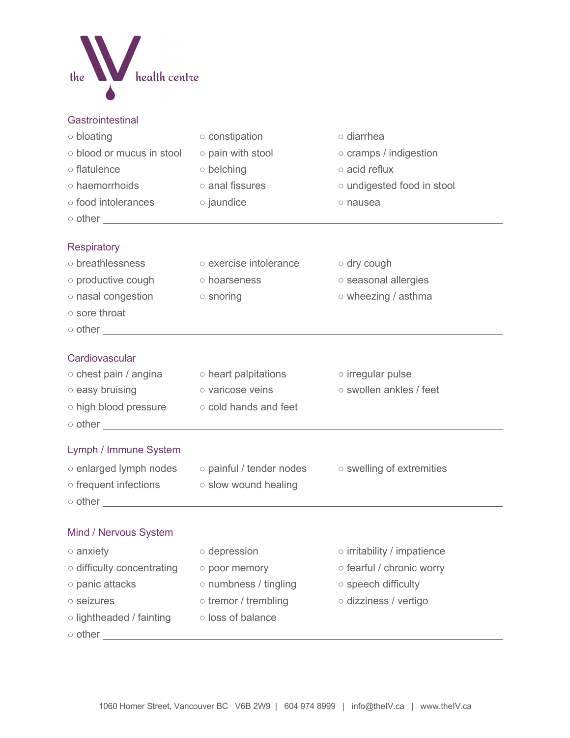the health centre

## Gastrointestinal

- ○ bloating
- ○ constipation
- ○ diarrhea
- ○ blood or mucus in stool
- ○ pain with stool
- ○ cramps / indigestion
- ○ flatulence
- ○ belching
- ○ acid reflux
- ○ haemorrhoids
- ○ anal fissures
- ○ undigested food in stool
- ○ food intolerances
- ○ jaundice
- ○ nausea
- ○ other ______________________

## Respiratory

- ○ breathlessness
- ○ exercise intolerance
- ○ dry cough
- ○ productive cough
- ○ hoarseness
- ○ seasonal allergies
- ○ nasal congestion
- ○ snoring
- ○ wheezing / asthma
- ○ sore throat
- ○ other ______________________

## Cardiovascular

- ○ chest pain / angina
- ○ heart palpitations
- ○ irregular pulse
- ○ easy bruising
- ○ varicose veins
- ○ swollen ankles / feet
- ○ high blood pressure
- ○ cold hands and feet
- ○ other ______________________

## Lymph / Immune System

- ○ enlarged lymph nodes
- ○ painful / tender nodes
- ○ swelling of extremities
- ○ frequent infections
- ○ slow wound healing
- ○ other ______________________

## Mind / Nervous System

- ○ anxiety
- ○ depression
- ○ irritability / impatience
- ○ difficulty concentrating
- ○ poor memory
- ○ fearful / chronic worry
- ○ panic attacks
- ○ numbness / tingling
- ○ speech difficulty
- ○ seizures
- ○ tremor / trembling
- ○ dizziness / vertigo
- ○ lightheaded / fainting
- ○ loss of balance
- ○ other ______________________

1060 Homer Street, Vancouver BC V6B 2W9 | 604 974 8999 | info@theIV.ca | www.theIV.ca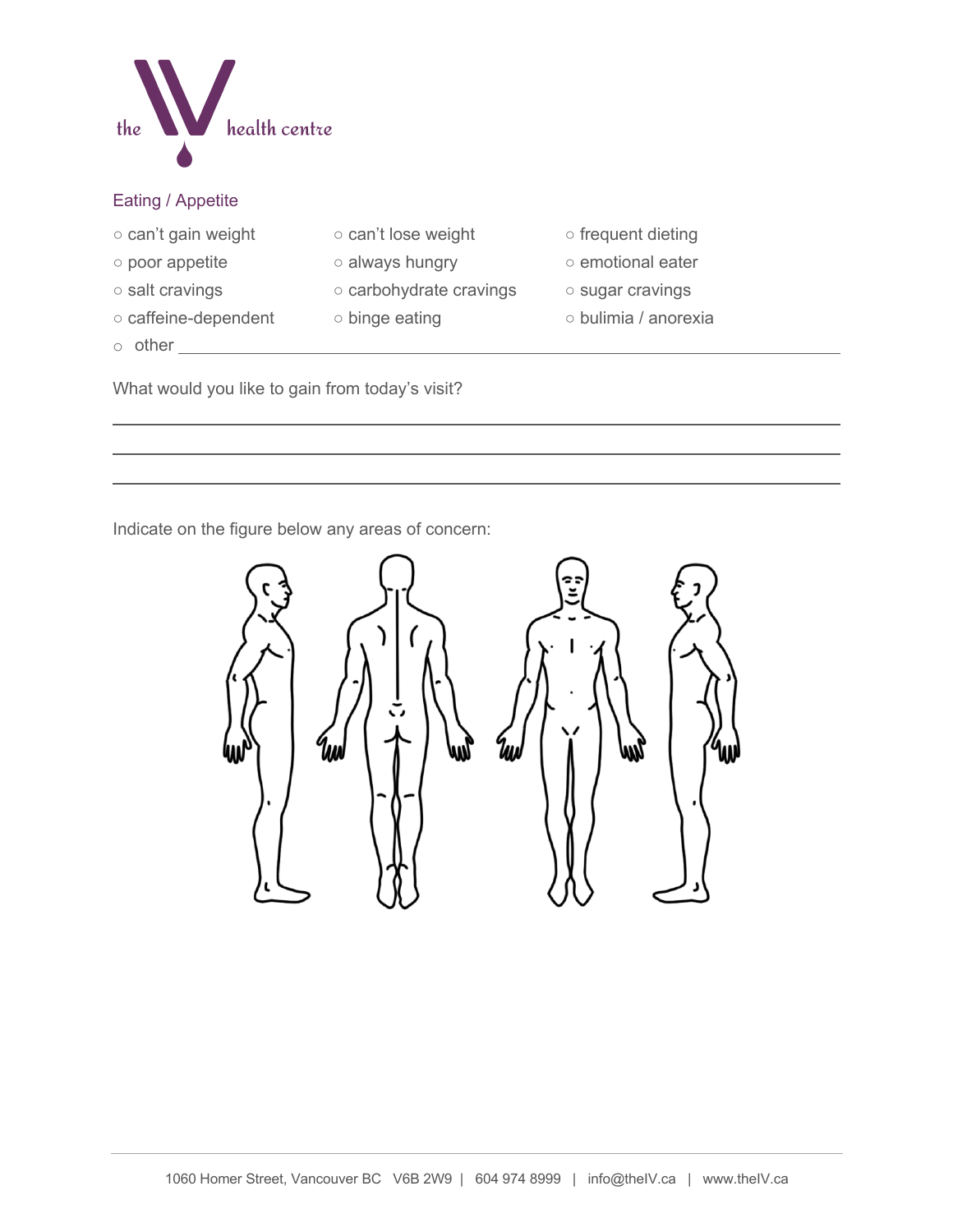the health centre

## Eating / Appetite

- ○ can't gain weight
- ○ can't lose weight
- ○ frequent dieting
- ○ poor appetite
- ○ always hungry
- ○ emotional eater
- ○ salt cravings
- ○ carbohydrate cravings
- ○ sugar cravings
- ○ caffeine-dependent
- ○ binge eating
- ○ bulimia / anorexia
- ○ other ______________________________

What would you like to gain from today's visit?

______________________________

______________________________

______________________________

Indicate on the figure below any areas of concern:

1060 Homer Street, Vancouver BC V6B 2W9 | 604 974 8999 | info@theIV.ca | www.theIV.ca